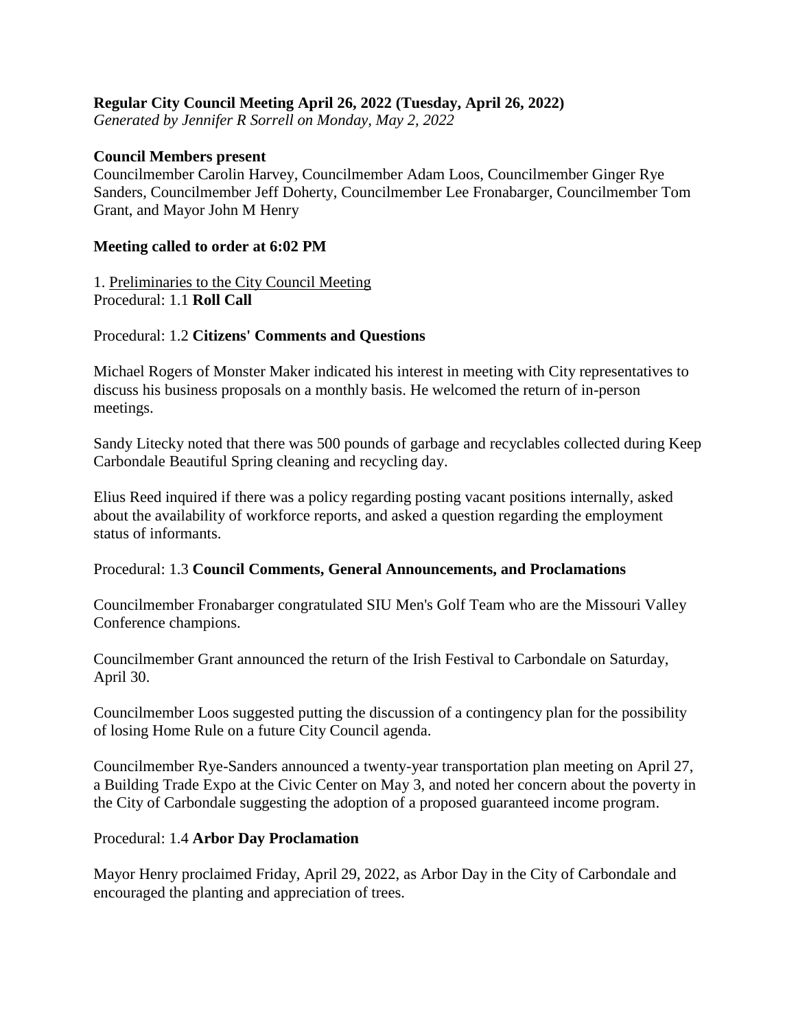**Regular City Council Meeting April 26, 2022 (Tuesday, April 26, 2022)**
*Generated by Jennifer R Sorrell on Monday, May 2, 2022*

**Council Members present**
Councilmember Carolin Harvey, Councilmember Adam Loos, Councilmember Ginger Rye Sanders, Councilmember Jeff Doherty, Councilmember Lee Fronabarger, Councilmember Tom Grant, and Mayor John M Henry

**Meeting called to order at 6:02 PM**

1. Preliminaries to the City Council Meeting
Procedural: 1.1 **Roll Call**

Procedural: 1.2 **Citizens' Comments and Questions**

Michael Rogers of Monster Maker indicated his interest in meeting with City representatives to discuss his business proposals on a monthly basis. He welcomed the return of in-person meetings.

Sandy Litecky noted that there was 500 pounds of garbage and recyclables collected during Keep Carbondale Beautiful Spring cleaning and recycling day.

Elius Reed inquired if there was a policy regarding posting vacant positions internally, asked about the availability of workforce reports, and asked a question regarding the employment status of informants.

Procedural: 1.3 **Council Comments, General Announcements, and Proclamations**

Councilmember Fronabarger congratulated SIU Men's Golf Team who are the Missouri Valley Conference champions.

Councilmember Grant announced the return of the Irish Festival to Carbondale on Saturday, April 30.

Councilmember Loos suggested putting the discussion of a contingency plan for the possibility of losing Home Rule on a future City Council agenda.

Councilmember Rye-Sanders announced a twenty-year transportation plan meeting on April 27, a Building Trade Expo at the Civic Center on May 3, and noted her concern about the poverty in the City of Carbondale suggesting the adoption of a proposed guaranteed income program.

Procedural: 1.4 **Arbor Day Proclamation**

Mayor Henry proclaimed Friday, April 29, 2022, as Arbor Day in the City of Carbondale and encouraged the planting and appreciation of trees.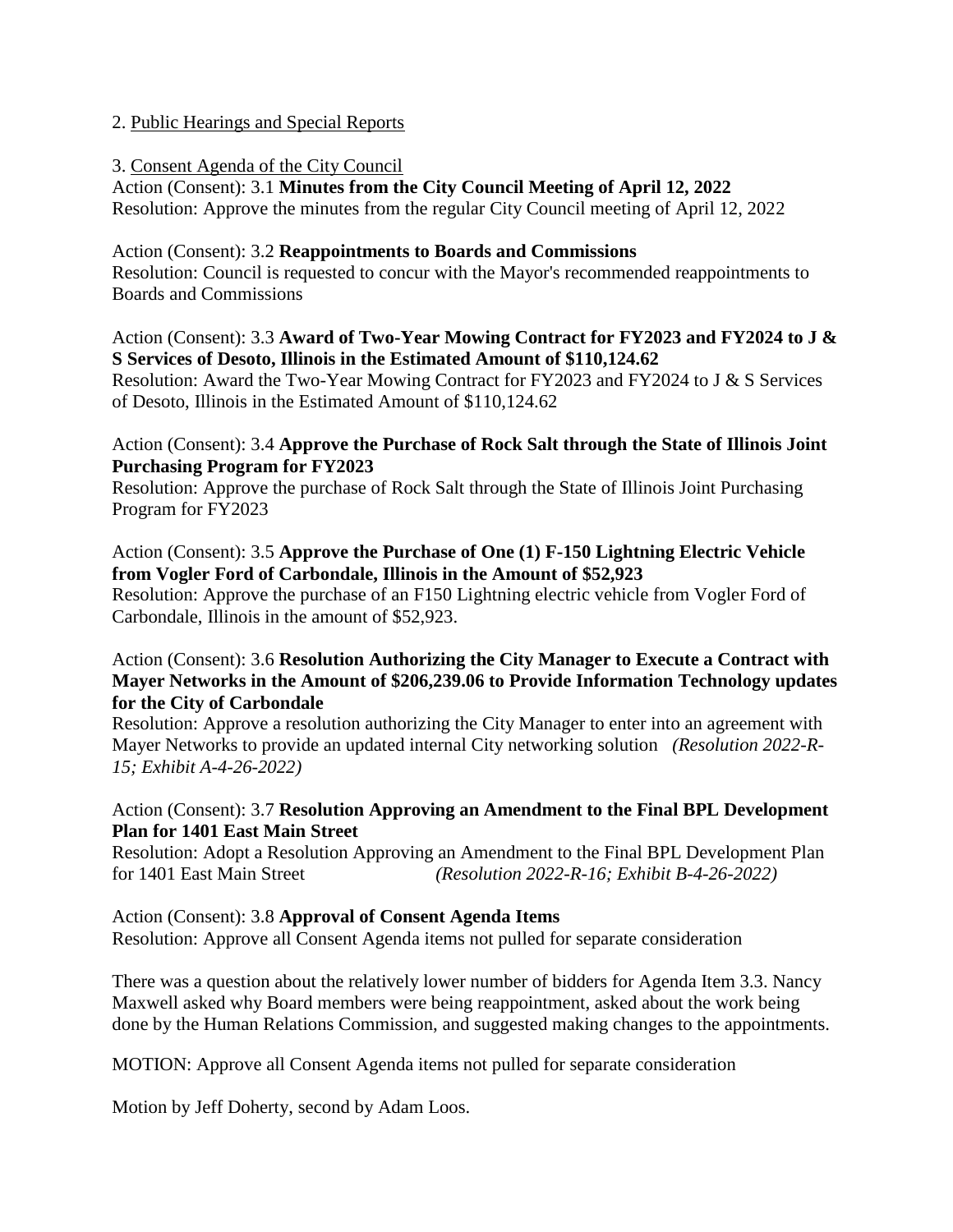2. Public Hearings and Special Reports

3. Consent Agenda of the City Council

Action (Consent): 3.1 **Minutes from the City Council Meeting of April 12, 2022**
Resolution: Approve the minutes from the regular City Council meeting of April 12, 2022

Action (Consent): 3.2 **Reappointments to Boards and Commissions**
Resolution: Council is requested to concur with the Mayor's recommended reappointments to Boards and Commissions

Action (Consent): 3.3 **Award of Two-Year Mowing Contract for FY2023 and FY2024 to J & S Services of Desoto, Illinois in the Estimated Amount of $110,124.62**
Resolution: Award the Two-Year Mowing Contract for FY2023 and FY2024 to J & S Services of Desoto, Illinois in the Estimated Amount of $110,124.62

Action (Consent): 3.4 **Approve the Purchase of Rock Salt through the State of Illinois Joint Purchasing Program for FY2023**
Resolution: Approve the purchase of Rock Salt through the State of Illinois Joint Purchasing Program for FY2023

Action (Consent): 3.5 **Approve the Purchase of One (1) F-150 Lightning Electric Vehicle from Vogler Ford of Carbondale, Illinois in the Amount of $52,923**
Resolution: Approve the purchase of an F150 Lightning electric vehicle from Vogler Ford of Carbondale, Illinois in the amount of $52,923.

Action (Consent): 3.6 **Resolution Authorizing the City Manager to Execute a Contract with Mayer Networks in the Amount of $206,239.06 to Provide Information Technology updates for the City of Carbondale**
Resolution: Approve a resolution authorizing the City Manager to enter into an agreement with Mayer Networks to provide an updated internal City networking solution *(Resolution 2022-R-15; Exhibit A-4-26-2022)*

Action (Consent): 3.7 **Resolution Approving an Amendment to the Final BPL Development Plan for 1401 East Main Street**
Resolution: Adopt a Resolution Approving an Amendment to the Final BPL Development Plan for 1401 East Main Street *(Resolution 2022-R-16; Exhibit B-4-26-2022)*

Action (Consent): 3.8 **Approval of Consent Agenda Items**
Resolution: Approve all Consent Agenda items not pulled for separate consideration

There was a question about the relatively lower number of bidders for Agenda Item 3.3. Nancy Maxwell asked why Board members were being reappointment, asked about the work being done by the Human Relations Commission, and suggested making changes to the appointments.

MOTION: Approve all Consent Agenda items not pulled for separate consideration

Motion by Jeff Doherty, second by Adam Loos.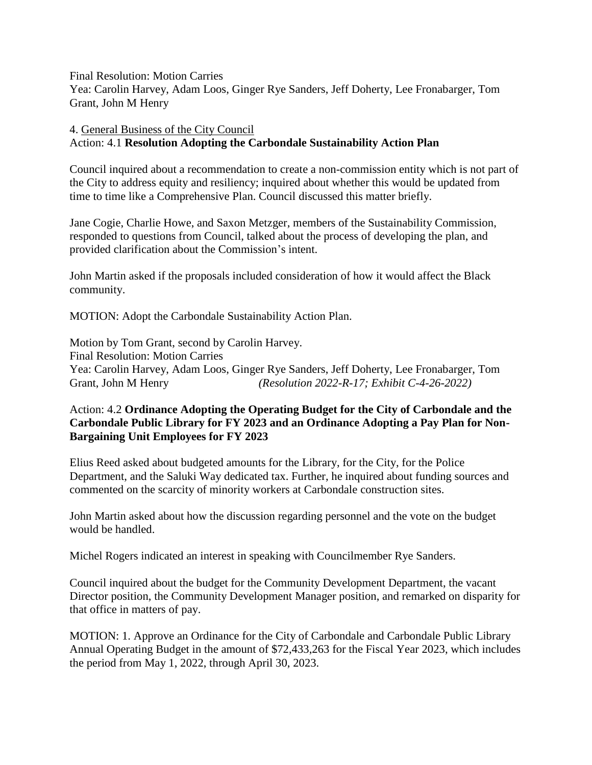Final Resolution: Motion Carries
Yea: Carolin Harvey, Adam Loos, Ginger Rye Sanders, Jeff Doherty, Lee Fronabarger, Tom Grant, John M Henry

4. General Business of the City Council
Action: 4.1 **Resolution Adopting the Carbondale Sustainability Action Plan**

Council inquired about a recommendation to create a non-commission entity which is not part of the City to address equity and resiliency; inquired about whether this would be updated from time to time like a Comprehensive Plan. Council discussed this matter briefly.

Jane Cogie, Charlie Howe, and Saxon Metzger, members of the Sustainability Commission, responded to questions from Council, talked about the process of developing the plan, and provided clarification about the Commission's intent.

John Martin asked if the proposals included consideration of how it would affect the Black community.

MOTION: Adopt the Carbondale Sustainability Action Plan.

Motion by Tom Grant, second by Carolin Harvey.
Final Resolution: Motion Carries
Yea: Carolin Harvey, Adam Loos, Ginger Rye Sanders, Jeff Doherty, Lee Fronabarger, Tom Grant, John M Henry *(Resolution 2022-R-17; Exhibit C-4-26-2022)*

Action: 4.2 **Ordinance Adopting the Operating Budget for the City of Carbondale and the Carbondale Public Library for FY 2023 and an Ordinance Adopting a Pay Plan for Non-Bargaining Unit Employees for FY 2023**

Elius Reed asked about budgeted amounts for the Library, for the City, for the Police Department, and the Saluki Way dedicated tax. Further, he inquired about funding sources and commented on the scarcity of minority workers at Carbondale construction sites.

John Martin asked about how the discussion regarding personnel and the vote on the budget would be handled.

Michel Rogers indicated an interest in speaking with Councilmember Rye Sanders.

Council inquired about the budget for the Community Development Department, the vacant Director position, the Community Development Manager position, and remarked on disparity for that office in matters of pay.

MOTION: 1. Approve an Ordinance for the City of Carbondale and Carbondale Public Library Annual Operating Budget in the amount of $72,433,263 for the Fiscal Year 2023, which includes the period from May 1, 2022, through April 30, 2023.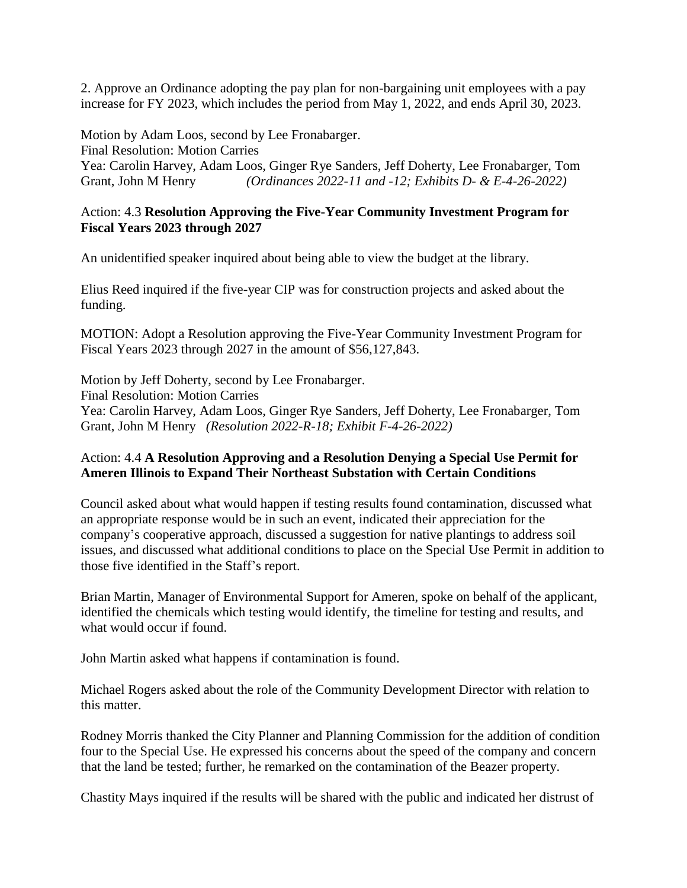2. Approve an Ordinance adopting the pay plan for non-bargaining unit employees with a pay increase for FY 2023, which includes the period from May 1, 2022, and ends April 30, 2023.

Motion by Adam Loos, second by Lee Fronabarger.
Final Resolution: Motion Carries
Yea: Carolin Harvey, Adam Loos, Ginger Rye Sanders, Jeff Doherty, Lee Fronabarger, Tom Grant, John M Henry *(Ordinances 2022-11 and -12; Exhibits D- & E-4-26-2022)*

Action: 4.3 **Resolution Approving the Five-Year Community Investment Program for Fiscal Years 2023 through 2027**

An unidentified speaker inquired about being able to view the budget at the library.

Elius Reed inquired if the five-year CIP was for construction projects and asked about the funding.

MOTION: Adopt a Resolution approving the Five-Year Community Investment Program for Fiscal Years 2023 through 2027 in the amount of $56,127,843.

Motion by Jeff Doherty, second by Lee Fronabarger.
Final Resolution: Motion Carries
Yea: Carolin Harvey, Adam Loos, Ginger Rye Sanders, Jeff Doherty, Lee Fronabarger, Tom Grant, John M Henry *(Resolution 2022-R-18; Exhibit F-4-26-2022)*

Action: 4.4 **A Resolution Approving and a Resolution Denying a Special Use Permit for Ameren Illinois to Expand Their Northeast Substation with Certain Conditions**

Council asked about what would happen if testing results found contamination, discussed what an appropriate response would be in such an event, indicated their appreciation for the company's cooperative approach, discussed a suggestion for native plantings to address soil issues, and discussed what additional conditions to place on the Special Use Permit in addition to those five identified in the Staff's report.

Brian Martin, Manager of Environmental Support for Ameren, spoke on behalf of the applicant, identified the chemicals which testing would identify, the timeline for testing and results, and what would occur if found.

John Martin asked what happens if contamination is found.

Michael Rogers asked about the role of the Community Development Director with relation to this matter.

Rodney Morris thanked the City Planner and Planning Commission for the addition of condition four to the Special Use. He expressed his concerns about the speed of the company and concern that the land be tested; further, he remarked on the contamination of the Beazer property.

Chastity Mays inquired if the results will be shared with the public and indicated her distrust of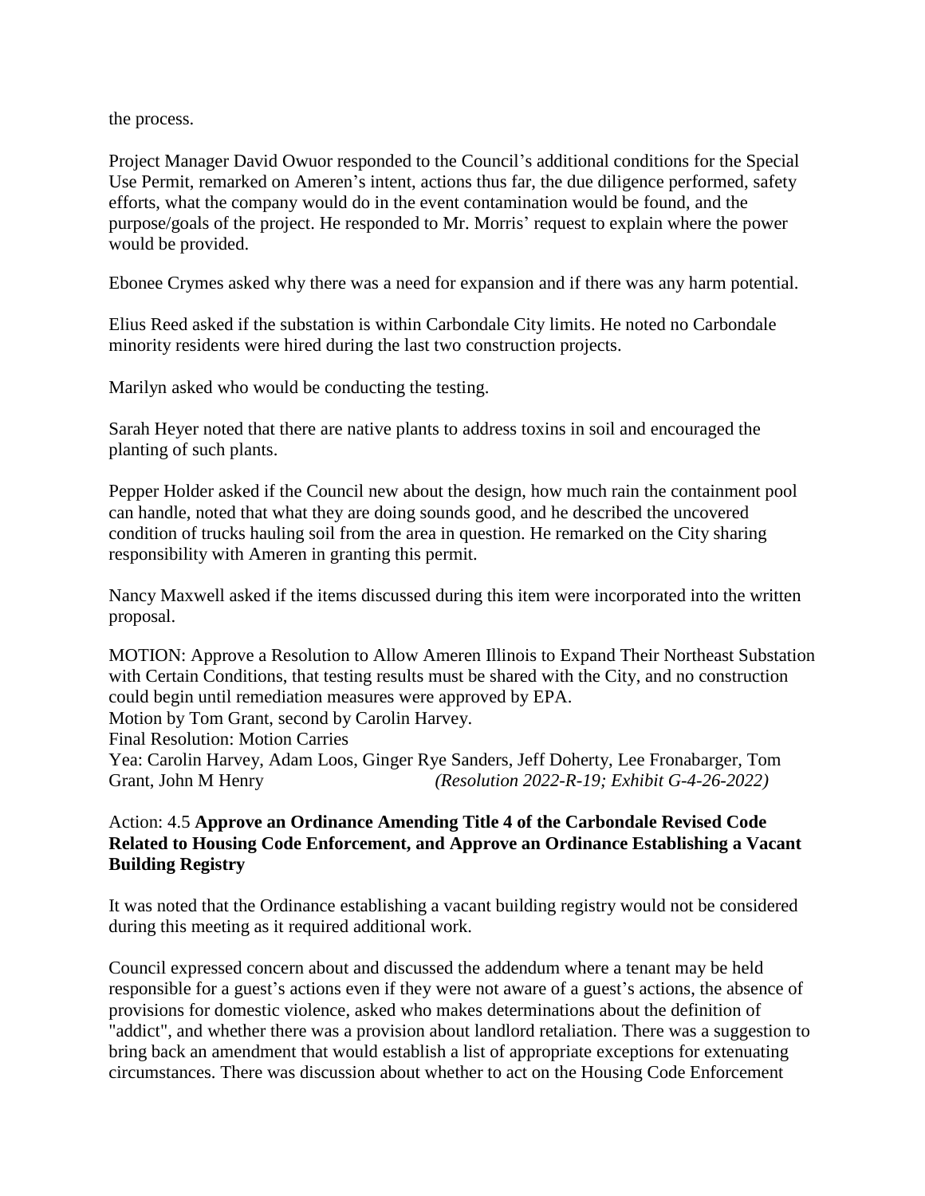the process.

Project Manager David Owuor responded to the Council's additional conditions for the Special Use Permit, remarked on Ameren's intent, actions thus far, the due diligence performed, safety efforts, what the company would do in the event contamination would be found, and the purpose/goals of the project. He responded to Mr. Morris' request to explain where the power would be provided.

Ebonee Crymes asked why there was a need for expansion and if there was any harm potential.

Elius Reed asked if the substation is within Carbondale City limits. He noted no Carbondale minority residents were hired during the last two construction projects.

Marilyn asked who would be conducting the testing.

Sarah Heyer noted that there are native plants to address toxins in soil and encouraged the planting of such plants.

Pepper Holder asked if the Council new about the design, how much rain the containment pool can handle, noted that what they are doing sounds good, and he described the uncovered condition of trucks hauling soil from the area in question. He remarked on the City sharing responsibility with Ameren in granting this permit.

Nancy Maxwell asked if the items discussed during this item were incorporated into the written proposal.

MOTION: Approve a Resolution to Allow Ameren Illinois to Expand Their Northeast Substation with Certain Conditions, that testing results must be shared with the City, and no construction could begin until remediation measures were approved by EPA.
Motion by Tom Grant, second by Carolin Harvey.
Final Resolution: Motion Carries
Yea: Carolin Harvey, Adam Loos, Ginger Rye Sanders, Jeff Doherty, Lee Fronabarger, Tom Grant, John M Henry *(Resolution 2022-R-19; Exhibit G-4-26-2022)*

Action: 4.5 **Approve an Ordinance Amending Title 4 of the Carbondale Revised Code Related to Housing Code Enforcement, and Approve an Ordinance Establishing a Vacant Building Registry**

It was noted that the Ordinance establishing a vacant building registry would not be considered during this meeting as it required additional work.

Council expressed concern about and discussed the addendum where a tenant may be held responsible for a guest's actions even if they were not aware of a guest's actions, the absence of provisions for domestic violence, asked who makes determinations about the definition of "addict", and whether there was a provision about landlord retaliation. There was a suggestion to bring back an amendment that would establish a list of appropriate exceptions for extenuating circumstances. There was discussion about whether to act on the Housing Code Enforcement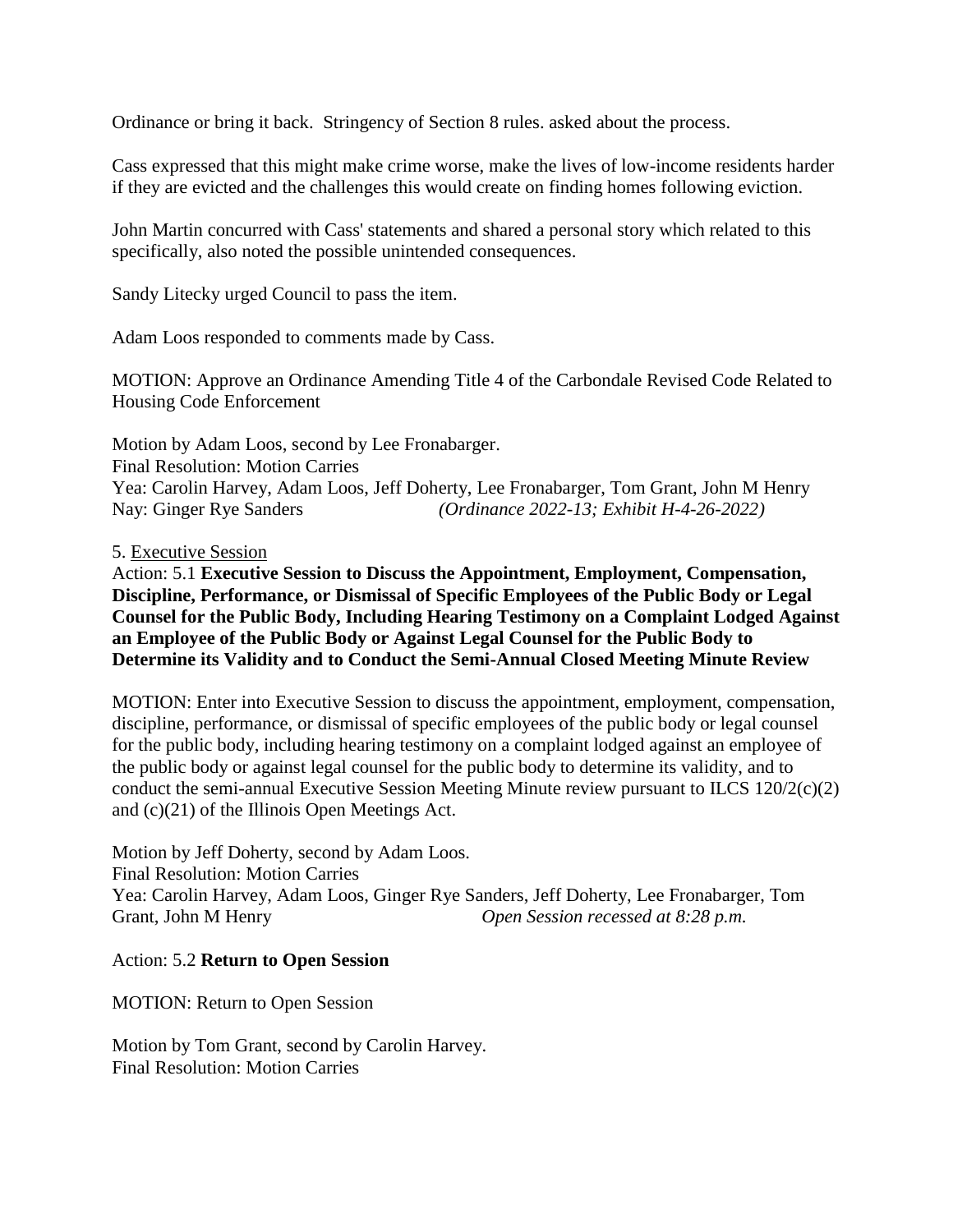Ordinance or bring it back. Stringency of Section 8 rules. asked about the process.

Cass expressed that this might make crime worse, make the lives of low-income residents harder if they are evicted and the challenges this would create on finding homes following eviction.

John Martin concurred with Cass' statements and shared a personal story which related to this specifically, also noted the possible unintended consequences.

Sandy Litecky urged Council to pass the item.

Adam Loos responded to comments made by Cass.

MOTION: Approve an Ordinance Amending Title 4 of the Carbondale Revised Code Related to Housing Code Enforcement

Motion by Adam Loos, second by Lee Fronabarger.
Final Resolution: Motion Carries
Yea: Carolin Harvey, Adam Loos, Jeff Doherty, Lee Fronabarger, Tom Grant, John M Henry
Nay: Ginger Rye Sanders *(Ordinance 2022-13; Exhibit H-4-26-2022)*

5. Executive Session

Action: 5.1 **Executive Session to Discuss the Appointment, Employment, Compensation, Discipline, Performance, or Dismissal of Specific Employees of the Public Body or Legal Counsel for the Public Body, Including Hearing Testimony on a Complaint Lodged Against an Employee of the Public Body or Against Legal Counsel for the Public Body to Determine its Validity and to Conduct the Semi-Annual Closed Meeting Minute Review**

MOTION: Enter into Executive Session to discuss the appointment, employment, compensation, discipline, performance, or dismissal of specific employees of the public body or legal counsel for the public body, including hearing testimony on a complaint lodged against an employee of the public body or against legal counsel for the public body to determine its validity, and to conduct the semi-annual Executive Session Meeting Minute review pursuant to ILCS 120/2(c)(2) and (c)(21) of the Illinois Open Meetings Act.

Motion by Jeff Doherty, second by Adam Loos.
Final Resolution: Motion Carries
Yea: Carolin Harvey, Adam Loos, Ginger Rye Sanders, Jeff Doherty, Lee Fronabarger, Tom Grant, John M Henry *Open Session recessed at 8:28 p.m.*

Action: 5.2 **Return to Open Session**

MOTION: Return to Open Session

Motion by Tom Grant, second by Carolin Harvey.
Final Resolution: Motion Carries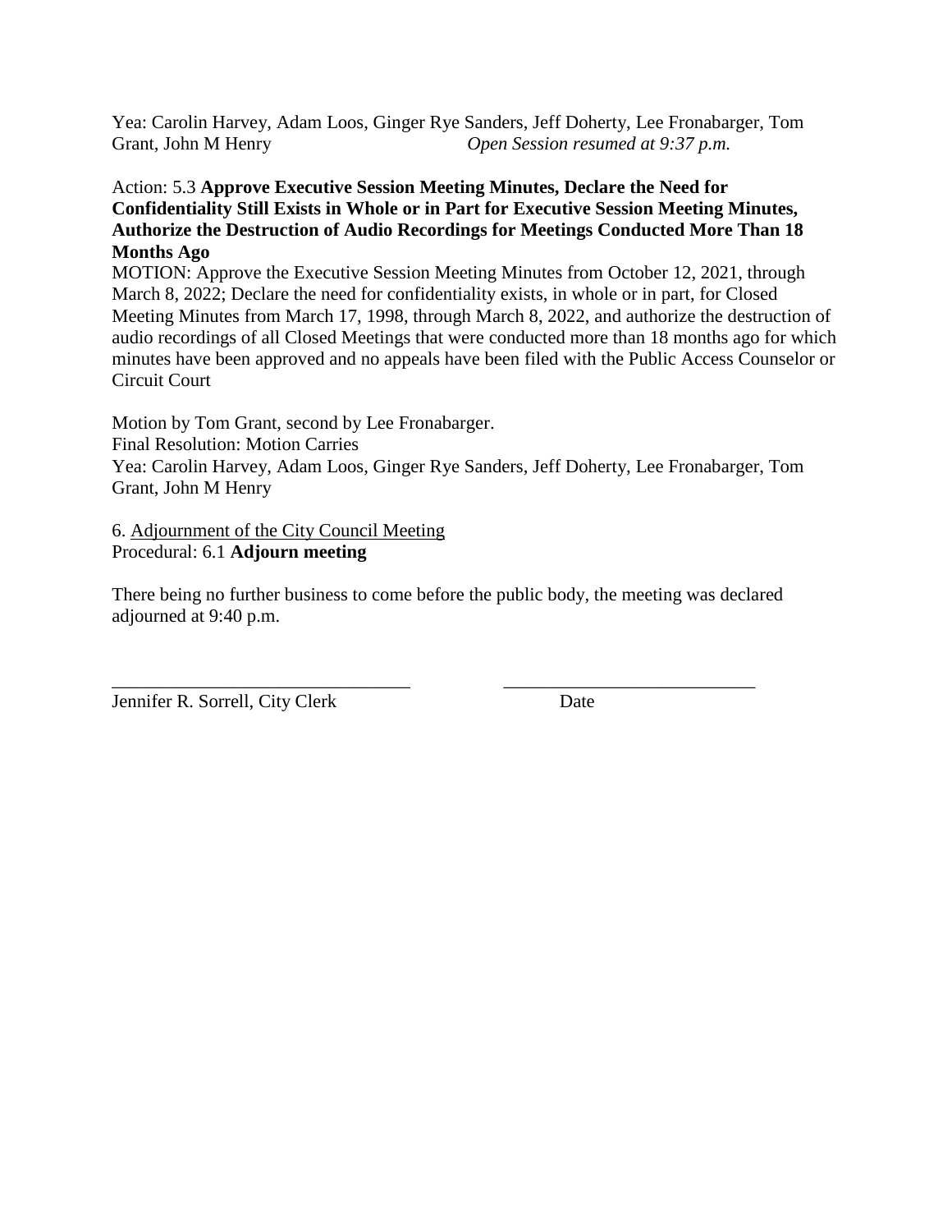Yea: Carolin Harvey, Adam Loos, Ginger Rye Sanders, Jeff Doherty, Lee Fronabarger, Tom Grant, John M Henry *Open Session resumed at 9:37 p.m.*

Action: 5.3 **Approve Executive Session Meeting Minutes, Declare the Need for Confidentiality Still Exists in Whole or in Part for Executive Session Meeting Minutes, Authorize the Destruction of Audio Recordings for Meetings Conducted More Than 18 Months Ago**

MOTION: Approve the Executive Session Meeting Minutes from October 12, 2021, through March 8, 2022; Declare the need for confidentiality exists, in whole or in part, for Closed Meeting Minutes from March 17, 1998, through March 8, 2022, and authorize the destruction of audio recordings of all Closed Meetings that were conducted more than 18 months ago for which minutes have been approved and no appeals have been filed with the Public Access Counselor or Circuit Court

Motion by Tom Grant, second by Lee Fronabarger.
Final Resolution: Motion Carries
Yea: Carolin Harvey, Adam Loos, Ginger Rye Sanders, Jeff Doherty, Lee Fronabarger, Tom Grant, John M Henry

6. Adjournment of the City Council Meeting
Procedural: 6.1 **Adjourn meeting**

There being no further business to come before the public body, the meeting was declared adjourned at 9:40 p.m.

_______________________________ ___________________________
Jennifer R. Sorrell, City Clerk Date